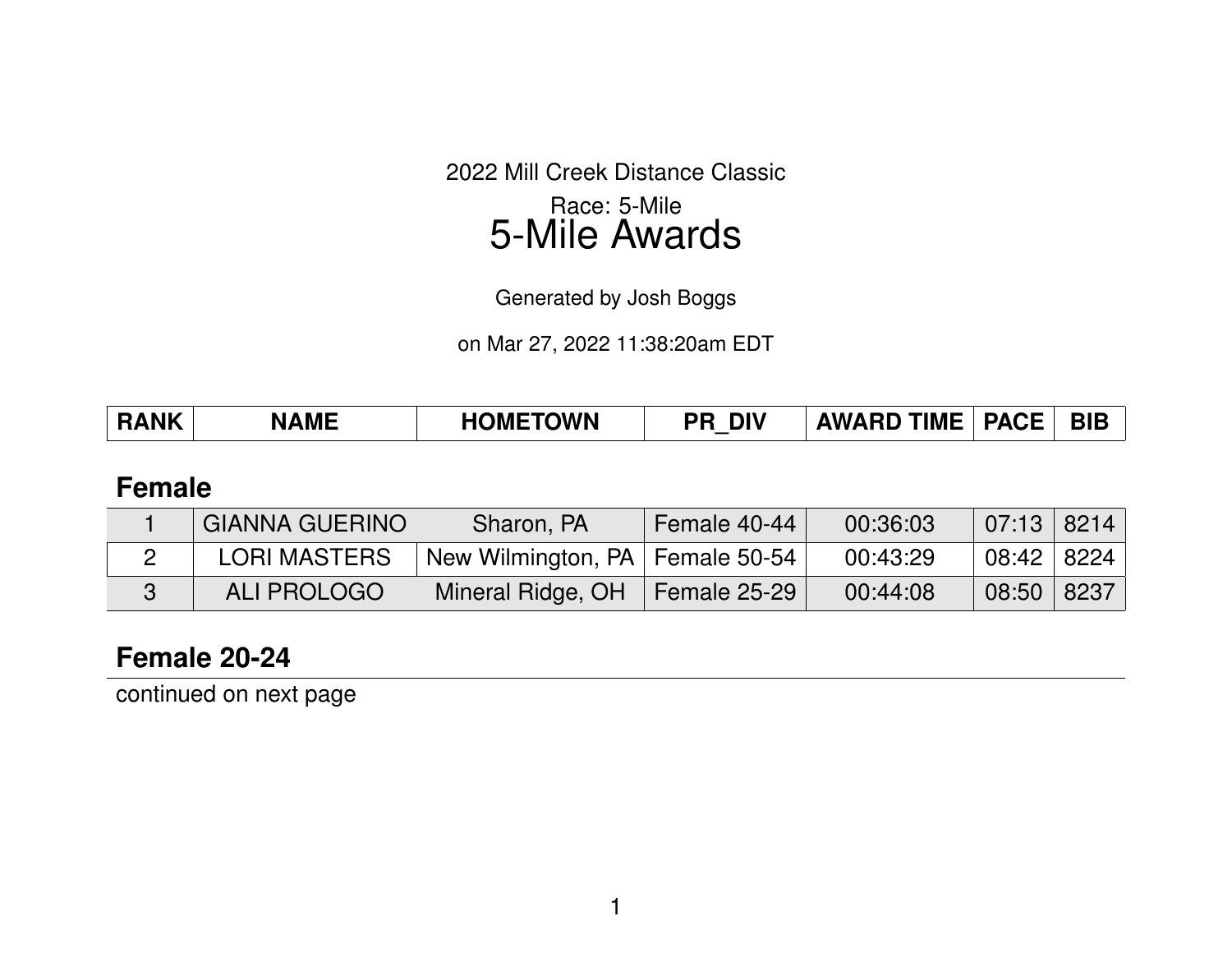2022 Mill Creek Distance Classic

Race: 5-Mile

# 5-Mile Awards

Generated by Josh Boggs

on Mar 27, 2022 11:38:20am EDT

## Female

| RANK | NAME | HOMETOWN | PR_DIV | AWARD TIME | PACE | BIB |
|---|---|---|---|---|---|---|
| 1 | GIANNA GUERINO | Sharon, PA | Female 40-44 | 00:36:03 | 07:13 | 8214 |
| 2 | LORI MASTERS | New Wilmington, PA | Female 50-54 | 00:43:29 | 08:42 | 8224 |
| 3 | ALI PROLOGO | Mineral Ridge, OH | Female 25-29 | 00:44:08 | 08:50 | 8237 |

## Female 20-24

continued on next page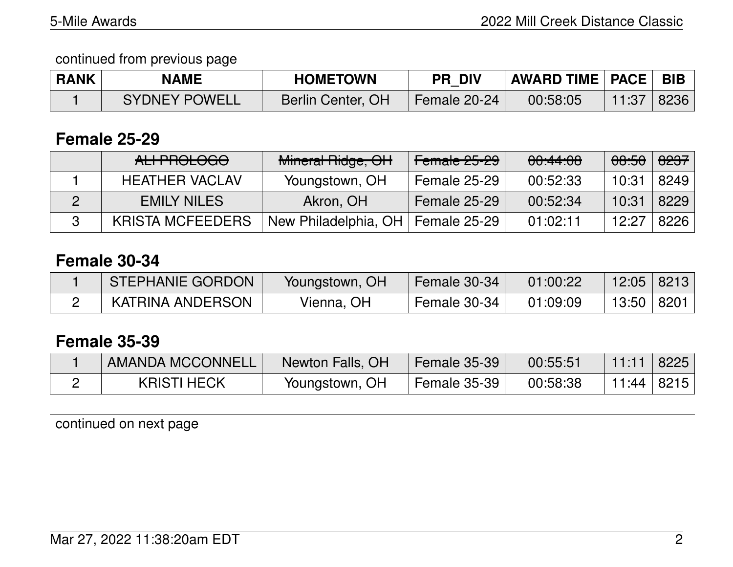continued from previous page

| RANK | NAME | HOMETOWN | PR_DIV | AWARD TIME | PACE | BIB |
|---|---|---|---|---|---|---|
| 1 | SYDNEY POWELL | Berlin Center, OH | Female 20-24 | 00:58:05 | 11:37 | 8236 |

## Female 25-29

| RANK | NAME | HOMETOWN | PR_DIV | AWARD TIME | PACE | BIB |
|---|---|---|---|---|---|---|
| | ~~ALI PROLOGO~~ | ~~Mineral Ridge, OH~~ | ~~Female 25-29~~ | ~~00:44:08~~ | ~~08:50~~ | ~~8237~~ |
| 1 | HEATHER VACLAV | Youngstown, OH | Female 25-29 | 00:52:33 | 10:31 | 8249 |
| 2 | EMILY NILES | Akron, OH | Female 25-29 | 00:52:34 | 10:31 | 8229 |
| 3 | KRISTA MCFEEDERS | New Philadelphia, OH | Female 25-29 | 01:02:11 | 12:27 | 8226 |

## Female 30-34

| RANK | NAME | HOMETOWN | PR_DIV | AWARD TIME | PACE | BIB |
|---|---|---|---|---|---|---|
| 1 | STEPHANIE GORDON | Youngstown, OH | Female 30-34 | 01:00:22 | 12:05 | 8213 |
| 2 | KATRINA ANDERSON | Vienna, OH | Female 30-34 | 01:09:09 | 13:50 | 8201 |

## Female 35-39

| RANK | NAME | HOMETOWN | PR_DIV | AWARD TIME | PACE | BIB |
|---|---|---|---|---|---|---|
| 1 | AMANDA MCCONNELL | Newton Falls, OH | Female 35-39 | 00:55:51 | 11:11 | 8225 |
| 2 | KRISTI HECK | Youngstown, OH | Female 35-39 | 00:58:38 | 11:44 | 8215 |

continued on next page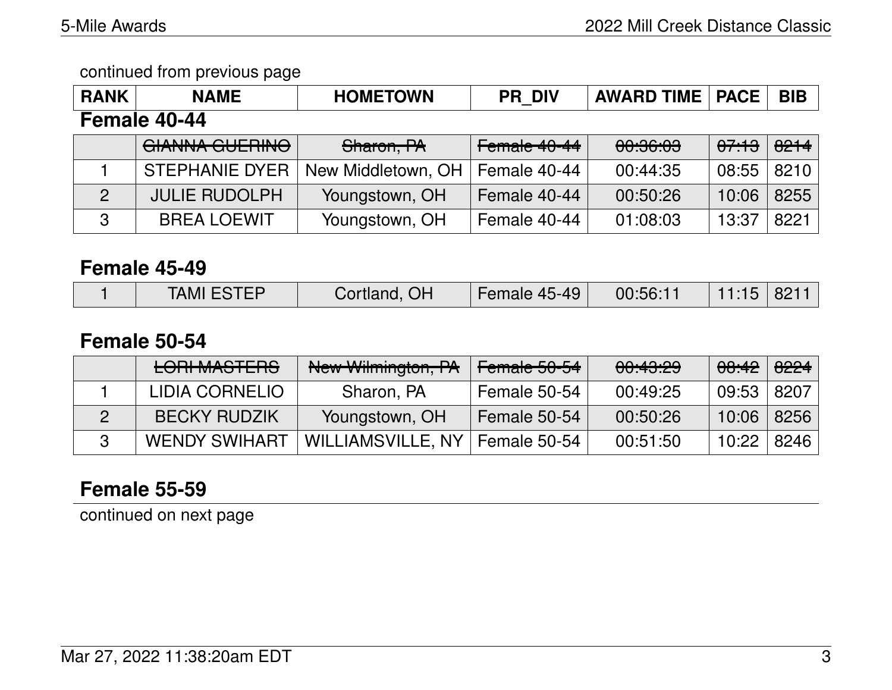continued from previous page

| RANK | NAME | HOMETOWN | PR_DIV | AWARD TIME | PACE | BIB |
|---|---|---|---|---|---|---|

## Female 40-44

| RANK | NAME | HOMETOWN | PR_DIV | AWARD TIME | PACE | BIB |
|---|---|---|---|---|---|---|
| | ~~GIANNA GUERINO~~ | ~~Sharon, PA~~ | ~~Female 40-44~~ | ~~00:36:03~~ | ~~07:13~~ | ~~8214~~ |
| 1 | STEPHANIE DYER | New Middletown, OH | Female 40-44 | 00:44:35 | 08:55 | 8210 |
| 2 | JULIE RUDOLPH | Youngstown, OH | Female 40-44 | 00:50:26 | 10:06 | 8255 |
| 3 | BREA LOEWIT | Youngstown, OH | Female 40-44 | 01:08:03 | 13:37 | 8221 |

## Female 45-49

| RANK | NAME | HOMETOWN | PR_DIV | AWARD TIME | PACE | BIB |
|---|---|---|---|---|---|---|
| 1 | TAMI ESTEP | Cortland, OH | Female 45-49 | 00:56:11 | 11:15 | 8211 |

## Female 50-54

| RANK | NAME | HOMETOWN | PR_DIV | AWARD TIME | PACE | BIB |
|---|---|---|---|---|---|---|
| | ~~LORI MASTERS~~ | ~~New Wilmington, PA~~ | ~~Female 50-54~~ | ~~00:43:29~~ | ~~08:42~~ | ~~8224~~ |
| 1 | LIDIA CORNELIO | Sharon, PA | Female 50-54 | 00:49:25 | 09:53 | 8207 |
| 2 | BECKY RUDZIK | Youngstown, OH | Female 50-54 | 00:50:26 | 10:06 | 8256 |
| 3 | WENDY SWIHART | WILLIAMSVILLE, NY | Female 50-54 | 00:51:50 | 10:22 | 8246 |

## Female 55-59

continued on next page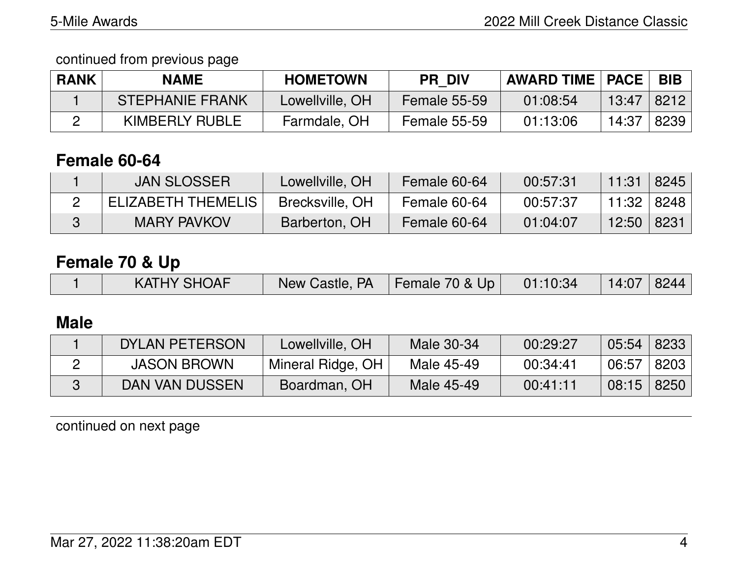continued from previous page

| RANK | NAME | HOMETOWN | PR_DIV | AWARD TIME | PACE | BIB |
|---|---|---|---|---|---|---|
| 1 | STEPHANIE FRANK | Lowellville, OH | Female 55-59 | 01:08:54 | 13:47 | 8212 |
| 2 | KIMBERLY RUBLE | Farmdale, OH | Female 55-59 | 01:13:06 | 14:37 | 8239 |

## Female 60-64

| RANK | NAME | HOMETOWN | PR_DIV | AWARD TIME | PACE | BIB |
|---|---|---|---|---|---|---|
| 1 | JAN SLOSSER | Lowellville, OH | Female 60-64 | 00:57:31 | 11:31 | 8245 |
| 2 | ELIZABETH THEMELIS | Brecksville, OH | Female 60-64 | 00:57:37 | 11:32 | 8248 |
| 3 | MARY PAVKOV | Barberton, OH | Female 60-64 | 01:04:07 | 12:50 | 8231 |

## Female 70 & Up

| RANK | NAME | HOMETOWN | PR_DIV | AWARD TIME | PACE | BIB |
|---|---|---|---|---|---|---|
| 1 | KATHY SHOAF | New Castle, PA | Female 70 & Up | 01:10:34 | 14:07 | 8244 |

## Male

| RANK | NAME | HOMETOWN | PR_DIV | AWARD TIME | PACE | BIB |
|---|---|---|---|---|---|---|
| 1 | DYLAN PETERSON | Lowellville, OH | Male 30-34 | 00:29:27 | 05:54 | 8233 |
| 2 | JASON BROWN | Mineral Ridge, OH | Male 45-49 | 00:34:41 | 06:57 | 8203 |
| 3 | DAN VAN DUSSEN | Boardman, OH | Male 45-49 | 00:41:11 | 08:15 | 8250 |

continued on next page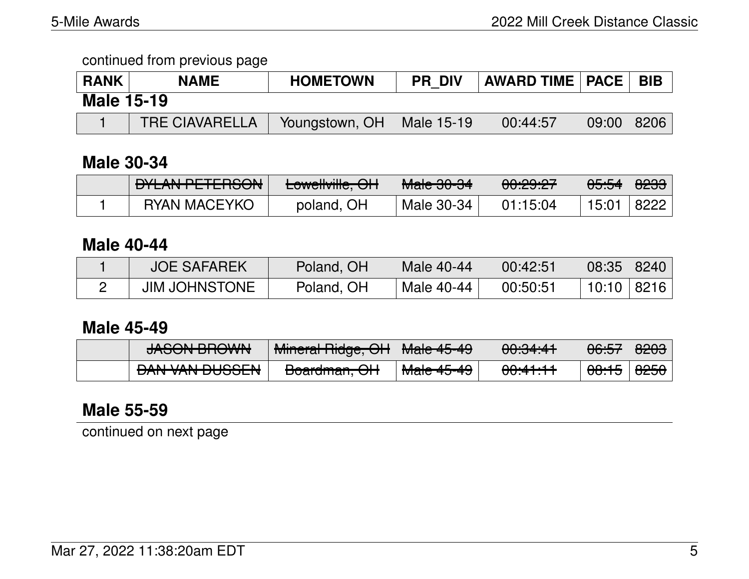continued from previous page

| RANK | NAME | HOMETOWN | PR_DIV | AWARD TIME | PACE | BIB |
|---|---|---|---|---|---|---|

## Male 15-19

| RANK | NAME | HOMETOWN | PR_DIV | AWARD TIME | PACE | BIB |
|---|---|---|---|---|---|---|
| 1 | TRE CIAVARELLA | Youngstown, OH | Male 15-19 | 00:44:57 | 09:00 | 8206 |

## Male 30-34

| RANK | NAME | HOMETOWN | PR_DIV | AWARD TIME | PACE | BIB |
|---|---|---|---|---|---|---|
| | ~~DYLAN PETERSON~~ | ~~Lowellville, OH~~ | ~~Male 30-34~~ | ~~00:29:27~~ | ~~05:54~~ | ~~8233~~ |
| 1 | RYAN MACEYKO | poland, OH | Male 30-34 | 01:15:04 | 15:01 | 8222 |

## Male 40-44

| RANK | NAME | HOMETOWN | PR_DIV | AWARD TIME | PACE | BIB |
|---|---|---|---|---|---|---|
| 1 | JOE SAFAREK | Poland, OH | Male 40-44 | 00:42:51 | 08:35 | 8240 |
| 2 | JIM JOHNSTONE | Poland, OH | Male 40-44 | 00:50:51 | 10:10 | 8216 |

## Male 45-49

| RANK | NAME | HOMETOWN | PR_DIV | AWARD TIME | PACE | BIB |
|---|---|---|---|---|---|---|
| | ~~JASON BROWN~~ | ~~Mineral Ridge, OH~~ | ~~Male 45-49~~ | ~~00:34:41~~ | ~~06:57~~ | ~~8203~~ |
| | ~~DAN VAN DUSSEN~~ | ~~Boardman, OH~~ | ~~Male 45-49~~ | ~~00:41:11~~ | ~~08:15~~ | ~~8250~~ |

## Male 55-59

continued on next page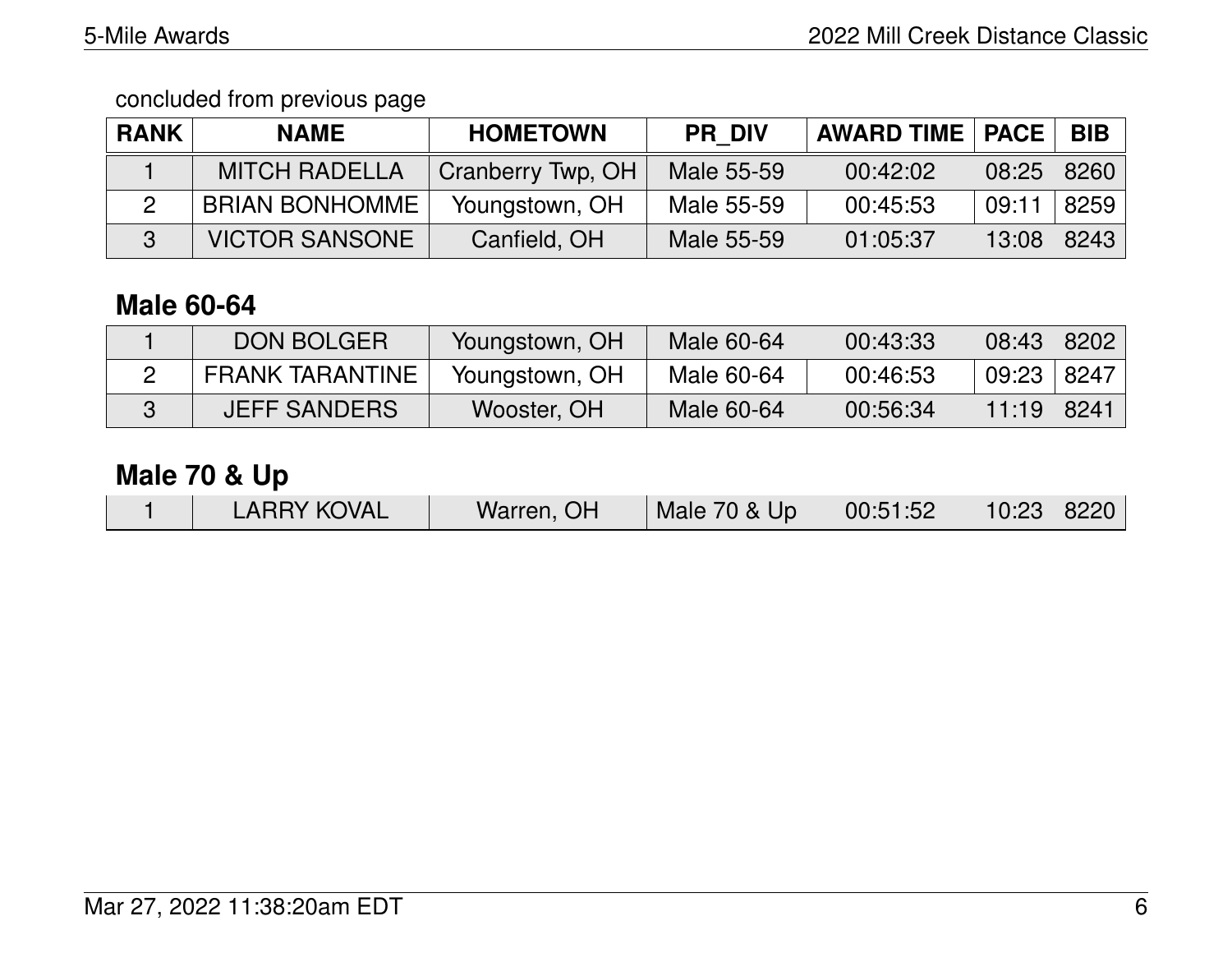concluded from previous page

| RANK | NAME | HOMETOWN | PR_DIV | AWARD TIME | PACE | BIB |
|---|---|---|---|---|---|---|
| 1 | MITCH RADELLA | Cranberry Twp, OH | Male 55-59 | 00:42:02 | 08:25 | 8260 |
| 2 | BRIAN BONHOMME | Youngstown, OH | Male 55-59 | 00:45:53 | 09:11 | 8259 |
| 3 | VICTOR SANSONE | Canfield, OH | Male 55-59 | 01:05:37 | 13:08 | 8243 |

## Male 60-64

| | | | | | | |
|---|---|---|---|---|---|---|
| 1 | DON BOLGER | Youngstown, OH | Male 60-64 | 00:43:33 | 08:43 | 8202 |
| 2 | FRANK TARANTINE | Youngstown, OH | Male 60-64 | 00:46:53 | 09:23 | 8247 |
| 3 | JEFF SANDERS | Wooster, OH | Male 60-64 | 00:56:34 | 11:19 | 8241 |

## Male 70 & Up

| | | | | | | |
|---|---|---|---|---|---|---|
| 1 | LARRY KOVAL | Warren, OH | Male 70 & Up | 00:51:52 | 10:23 | 8220 |